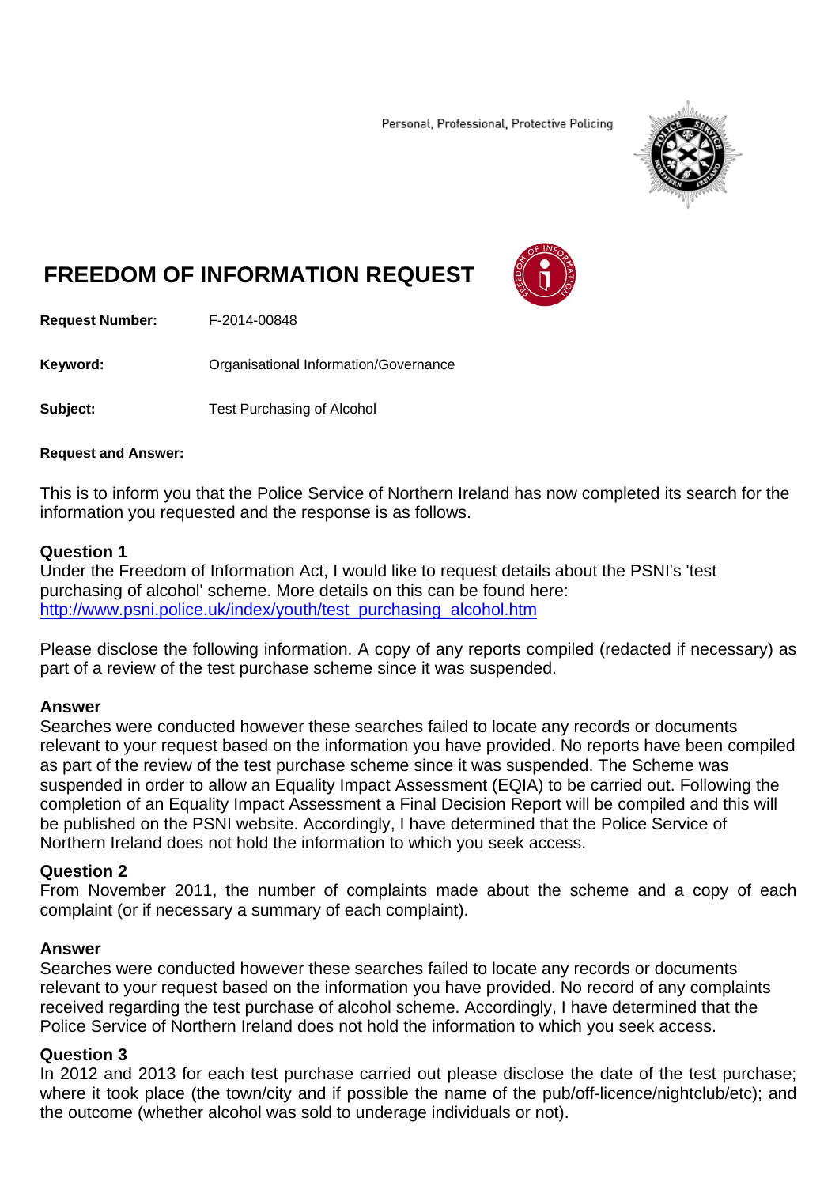Personal, Professional, Protective Policing

# FREEDOM OF INFORMATION REQUEST

**Request Number:** F-2014-00848

**Keyword:** Organisational Information/Governance

**Subject:** Test Purchasing of Alcohol

**Request and Answer:**

This is to inform you that the Police Service of Northern Ireland has now completed its search for the information you requested and the response is as follows.

**Question 1**
Under the Freedom of Information Act, I would like to request details about the PSNI's 'test purchasing of alcohol' scheme. More details on this can be found here: http://www.psni.police.uk/index/youth/test_purchasing_alcohol.htm

Please disclose the following information. A copy of any reports compiled (redacted if necessary) as part of a review of the test purchase scheme since it was suspended.

**Answer**
Searches were conducted however these searches failed to locate any records or documents relevant to your request based on the information you have provided. No reports have been compiled as part of the review of the test purchase scheme since it was suspended. The Scheme was suspended in order to allow an Equality Impact Assessment (EQIA) to be carried out. Following the completion of an Equality Impact Assessment a Final Decision Report will be compiled and this will be published on the PSNI website. Accordingly, I have determined that the Police Service of Northern Ireland does not hold the information to which you seek access.

**Question 2**
From November 2011, the number of complaints made about the scheme and a copy of each complaint (or if necessary a summary of each complaint).

**Answer**
Searches were conducted however these searches failed to locate any records or documents relevant to your request based on the information you have provided. No record of any complaints received regarding the test purchase of alcohol scheme. Accordingly, I have determined that the Police Service of Northern Ireland does not hold the information to which you seek access.

**Question 3**
In 2012 and 2013 for each test purchase carried out please disclose the date of the test purchase; where it took place (the town/city and if possible the name of the pub/off-licence/nightclub/etc); and the outcome (whether alcohol was sold to underage individuals or not).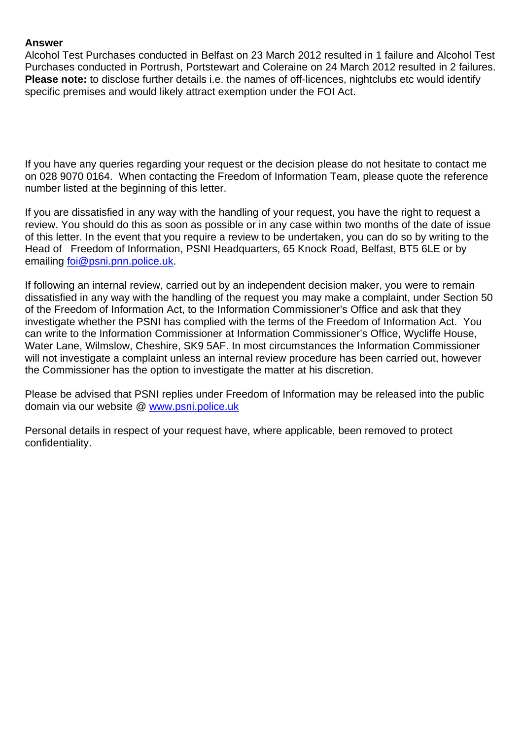**Answer**

Alcohol Test Purchases conducted in Belfast on 23 March 2012 resulted in 1 failure and Alcohol Test Purchases conducted in Portrush, Portstewart and Coleraine on 24 March 2012 resulted in 2 failures. **Please note:** to disclose further details i.e. the names of off-licences, nightclubs etc would identify specific premises and would likely attract exemption under the FOI Act.

If you have any queries regarding your request or the decision please do not hesitate to contact me on 028 9070 0164. When contacting the Freedom of Information Team, please quote the reference number listed at the beginning of this letter.

If you are dissatisfied in any way with the handling of your request, you have the right to request a review. You should do this as soon as possible or in any case within two months of the date of issue of this letter. In the event that you require a review to be undertaken, you can do so by writing to the Head of Freedom of Information, PSNI Headquarters, 65 Knock Road, Belfast, BT5 6LE or by emailing foi@psni.pnn.police.uk.

If following an internal review, carried out by an independent decision maker, you were to remain dissatisfied in any way with the handling of the request you may make a complaint, under Section 50 of the Freedom of Information Act, to the Information Commissioner's Office and ask that they investigate whether the PSNI has complied with the terms of the Freedom of Information Act. You can write to the Information Commissioner at Information Commissioner's Office, Wycliffe House, Water Lane, Wilmslow, Cheshire, SK9 5AF. In most circumstances the Information Commissioner will not investigate a complaint unless an internal review procedure has been carried out, however the Commissioner has the option to investigate the matter at his discretion.

Please be advised that PSNI replies under Freedom of Information may be released into the public domain via our website @ www.psni.police.uk

Personal details in respect of your request have, where applicable, been removed to protect confidentiality.